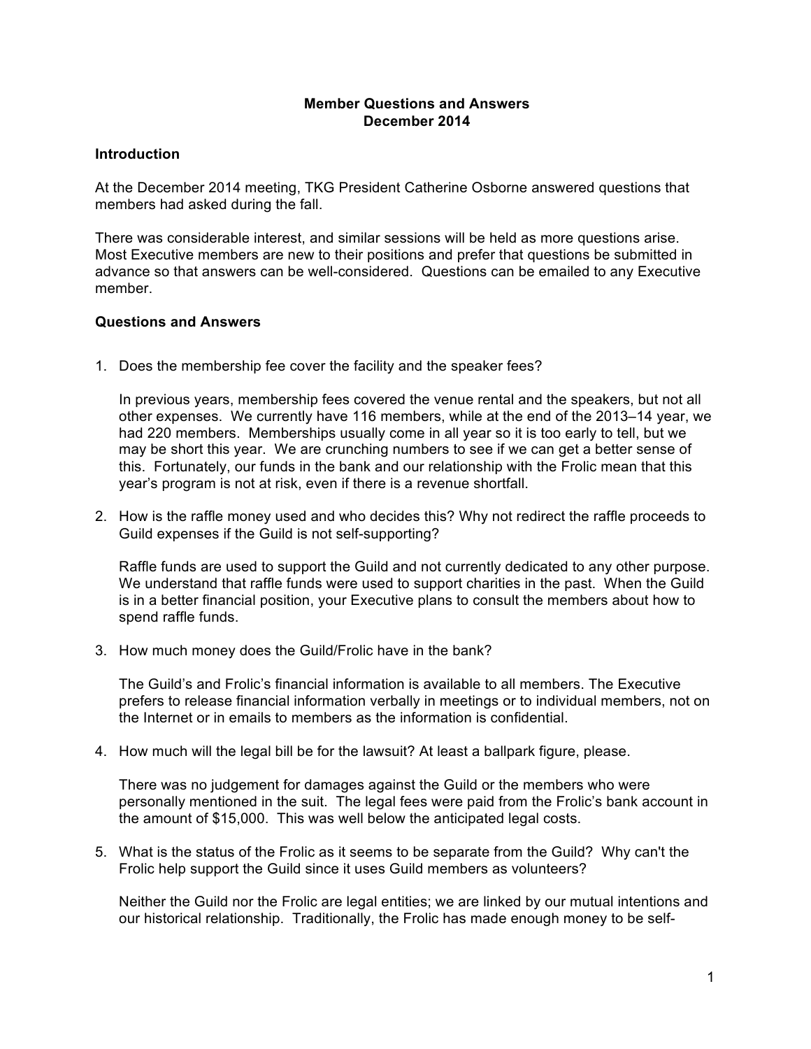**Member Questions and Answers**
**December 2014**

## Introduction

At the December 2014 meeting, TKG President Catherine Osborne answered questions that members had asked during the fall.

There was considerable interest, and similar sessions will be held as more questions arise. Most Executive members are new to their positions and prefer that questions be submitted in advance so that answers can be well-considered. Questions can be emailed to any Executive member.

## Questions and Answers

1. Does the membership fee cover the facility and the speaker fees?

   In previous years, membership fees covered the venue rental and the speakers, but not all other expenses. We currently have 116 members, while at the end of the 2013–14 year, we had 220 members. Memberships usually come in all year so it is too early to tell, but we may be short this year. We are crunching numbers to see if we can get a better sense of this. Fortunately, our funds in the bank and our relationship with the Frolic mean that this year's program is not at risk, even if there is a revenue shortfall.

2. How is the raffle money used and who decides this? Why not redirect the raffle proceeds to Guild expenses if the Guild is not self-supporting?

   Raffle funds are used to support the Guild and not currently dedicated to any other purpose. We understand that raffle funds were used to support charities in the past. When the Guild is in a better financial position, your Executive plans to consult the members about how to spend raffle funds.

3. How much money does the Guild/Frolic have in the bank?

   The Guild's and Frolic's financial information is available to all members. The Executive prefers to release financial information verbally in meetings or to individual members, not on the Internet or in emails to members as the information is confidential.

4. How much will the legal bill be for the lawsuit? At least a ballpark figure, please.

   There was no judgement for damages against the Guild or the members who were personally mentioned in the suit. The legal fees were paid from the Frolic's bank account in the amount of $15,000. This was well below the anticipated legal costs.

5. What is the status of the Frolic as it seems to be separate from the Guild? Why can't the Frolic help support the Guild since it uses Guild members as volunteers?

   Neither the Guild nor the Frolic are legal entities; we are linked by our mutual intentions and our historical relationship. Traditionally, the Frolic has made enough money to be self-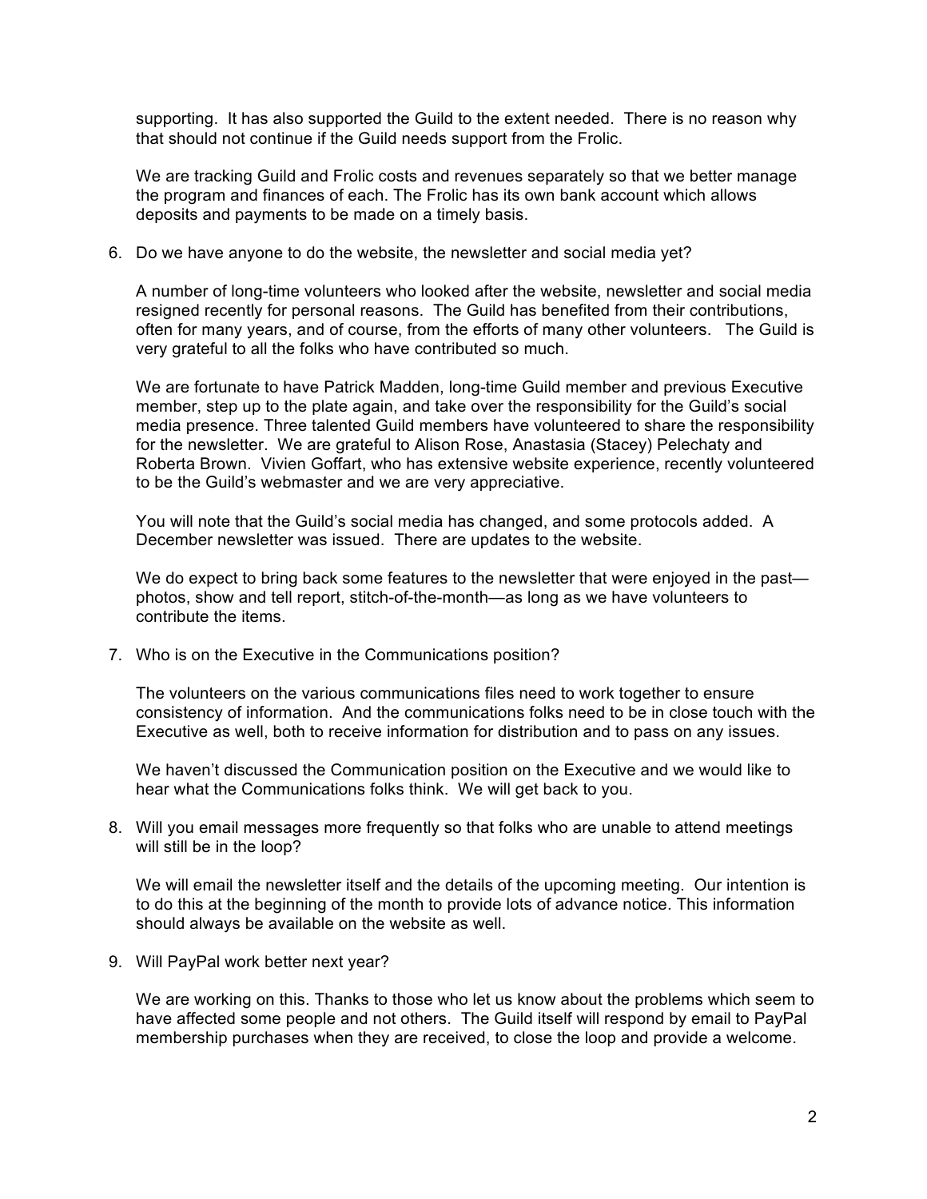supporting. It has also supported the Guild to the extent needed. There is no reason why that should not continue if the Guild needs support from the Frolic.

We are tracking Guild and Frolic costs and revenues separately so that we better manage the program and finances of each. The Frolic has its own bank account which allows deposits and payments to be made on a timely basis.

6. Do we have anyone to do the website, the newsletter and social media yet?

   A number of long-time volunteers who looked after the website, newsletter and social media resigned recently for personal reasons. The Guild has benefited from their contributions, often for many years, and of course, from the efforts of many other volunteers. The Guild is very grateful to all the folks who have contributed so much.

   We are fortunate to have Patrick Madden, long-time Guild member and previous Executive member, step up to the plate again, and take over the responsibility for the Guild's social media presence. Three talented Guild members have volunteered to share the responsibility for the newsletter. We are grateful to Alison Rose, Anastasia (Stacey) Pelechaty and Roberta Brown. Vivien Goffart, who has extensive website experience, recently volunteered to be the Guild's webmaster and we are very appreciative.

   You will note that the Guild's social media has changed, and some protocols added. A December newsletter was issued. There are updates to the website.

   We do expect to bring back some features to the newsletter that were enjoyed in the past—photos, show and tell report, stitch-of-the-month—as long as we have volunteers to contribute the items.

7. Who is on the Executive in the Communications position?

   The volunteers on the various communications files need to work together to ensure consistency of information. And the communications folks need to be in close touch with the Executive as well, both to receive information for distribution and to pass on any issues.

   We haven't discussed the Communication position on the Executive and we would like to hear what the Communications folks think. We will get back to you.

8. Will you email messages more frequently so that folks who are unable to attend meetings will still be in the loop?

   We will email the newsletter itself and the details of the upcoming meeting. Our intention is to do this at the beginning of the month to provide lots of advance notice. This information should always be available on the website as well.

9. Will PayPal work better next year?

   We are working on this. Thanks to those who let us know about the problems which seem to have affected some people and not others. The Guild itself will respond by email to PayPal membership purchases when they are received, to close the loop and provide a welcome.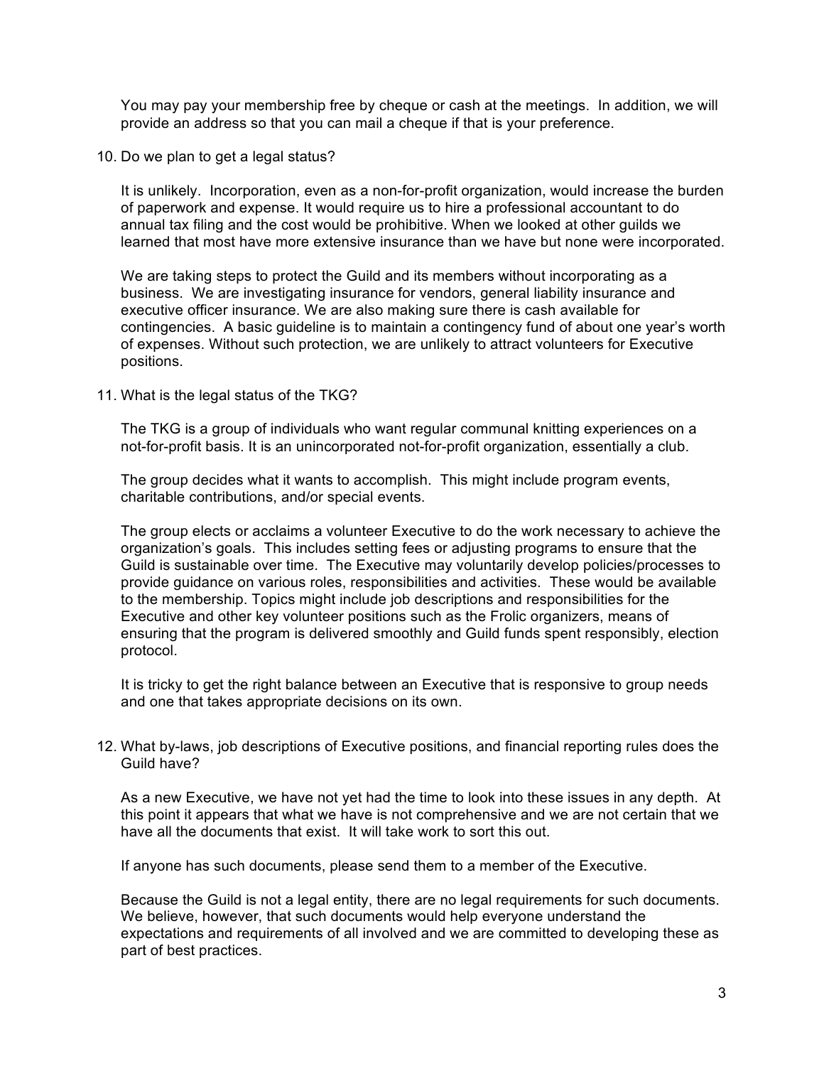You may pay your membership free by cheque or cash at the meetings. In addition, we will provide an address so that you can mail a cheque if that is your preference.

10. Do we plan to get a legal status?

    It is unlikely. Incorporation, even as a non-for-profit organization, would increase the burden of paperwork and expense. It would require us to hire a professional accountant to do annual tax filing and the cost would be prohibitive. When we looked at other guilds we learned that most have more extensive insurance than we have but none were incorporated.

    We are taking steps to protect the Guild and its members without incorporating as a business. We are investigating insurance for vendors, general liability insurance and executive officer insurance. We are also making sure there is cash available for contingencies. A basic guideline is to maintain a contingency fund of about one year's worth of expenses. Without such protection, we are unlikely to attract volunteers for Executive positions.

11. What is the legal status of the TKG?

    The TKG is a group of individuals who want regular communal knitting experiences on a not-for-profit basis. It is an unincorporated not-for-profit organization, essentially a club.

    The group decides what it wants to accomplish. This might include program events, charitable contributions, and/or special events.

    The group elects or acclaims a volunteer Executive to do the work necessary to achieve the organization's goals. This includes setting fees or adjusting programs to ensure that the Guild is sustainable over time. The Executive may voluntarily develop policies/processes to provide guidance on various roles, responsibilities and activities. These would be available to the membership. Topics might include job descriptions and responsibilities for the Executive and other key volunteer positions such as the Frolic organizers, means of ensuring that the program is delivered smoothly and Guild funds spent responsibly, election protocol.

    It is tricky to get the right balance between an Executive that is responsive to group needs and one that takes appropriate decisions on its own.

12. What by-laws, job descriptions of Executive positions, and financial reporting rules does the Guild have?

    As a new Executive, we have not yet had the time to look into these issues in any depth. At this point it appears that what we have is not comprehensive and we are not certain that we have all the documents that exist. It will take work to sort this out.

    If anyone has such documents, please send them to a member of the Executive.

    Because the Guild is not a legal entity, there are no legal requirements for such documents. We believe, however, that such documents would help everyone understand the expectations and requirements of all involved and we are committed to developing these as part of best practices.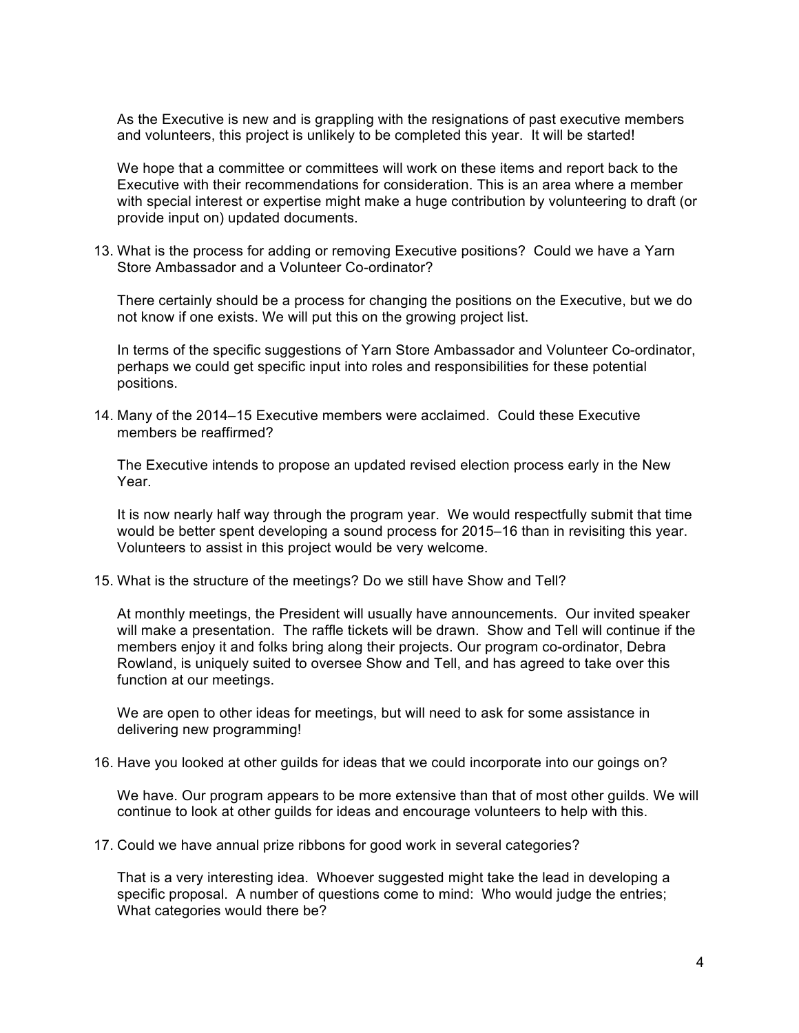As the Executive is new and is grappling with the resignations of past executive members and volunteers, this project is unlikely to be completed this year. It will be started!

We hope that a committee or committees will work on these items and report back to the Executive with their recommendations for consideration. This is an area where a member with special interest or expertise might make a huge contribution by volunteering to draft (or provide input on) updated documents.

13. What is the process for adding or removing Executive positions? Could we have a Yarn Store Ambassador and a Volunteer Co-ordinator?

    There certainly should be a process for changing the positions on the Executive, but we do not know if one exists. We will put this on the growing project list.

    In terms of the specific suggestions of Yarn Store Ambassador and Volunteer Co-ordinator, perhaps we could get specific input into roles and responsibilities for these potential positions.

14. Many of the 2014–15 Executive members were acclaimed. Could these Executive members be reaffirmed?

    The Executive intends to propose an updated revised election process early in the New Year.

    It is now nearly half way through the program year. We would respectfully submit that time would be better spent developing a sound process for 2015–16 than in revisiting this year. Volunteers to assist in this project would be very welcome.

15. What is the structure of the meetings? Do we still have Show and Tell?

    At monthly meetings, the President will usually have announcements. Our invited speaker will make a presentation. The raffle tickets will be drawn. Show and Tell will continue if the members enjoy it and folks bring along their projects. Our program co-ordinator, Debra Rowland, is uniquely suited to oversee Show and Tell, and has agreed to take over this function at our meetings.

    We are open to other ideas for meetings, but will need to ask for some assistance in delivering new programming!

16. Have you looked at other guilds for ideas that we could incorporate into our goings on?

    We have. Our program appears to be more extensive than that of most other guilds. We will continue to look at other guilds for ideas and encourage volunteers to help with this.

17. Could we have annual prize ribbons for good work in several categories?

    That is a very interesting idea. Whoever suggested might take the lead in developing a specific proposal. A number of questions come to mind: Who would judge the entries; What categories would there be?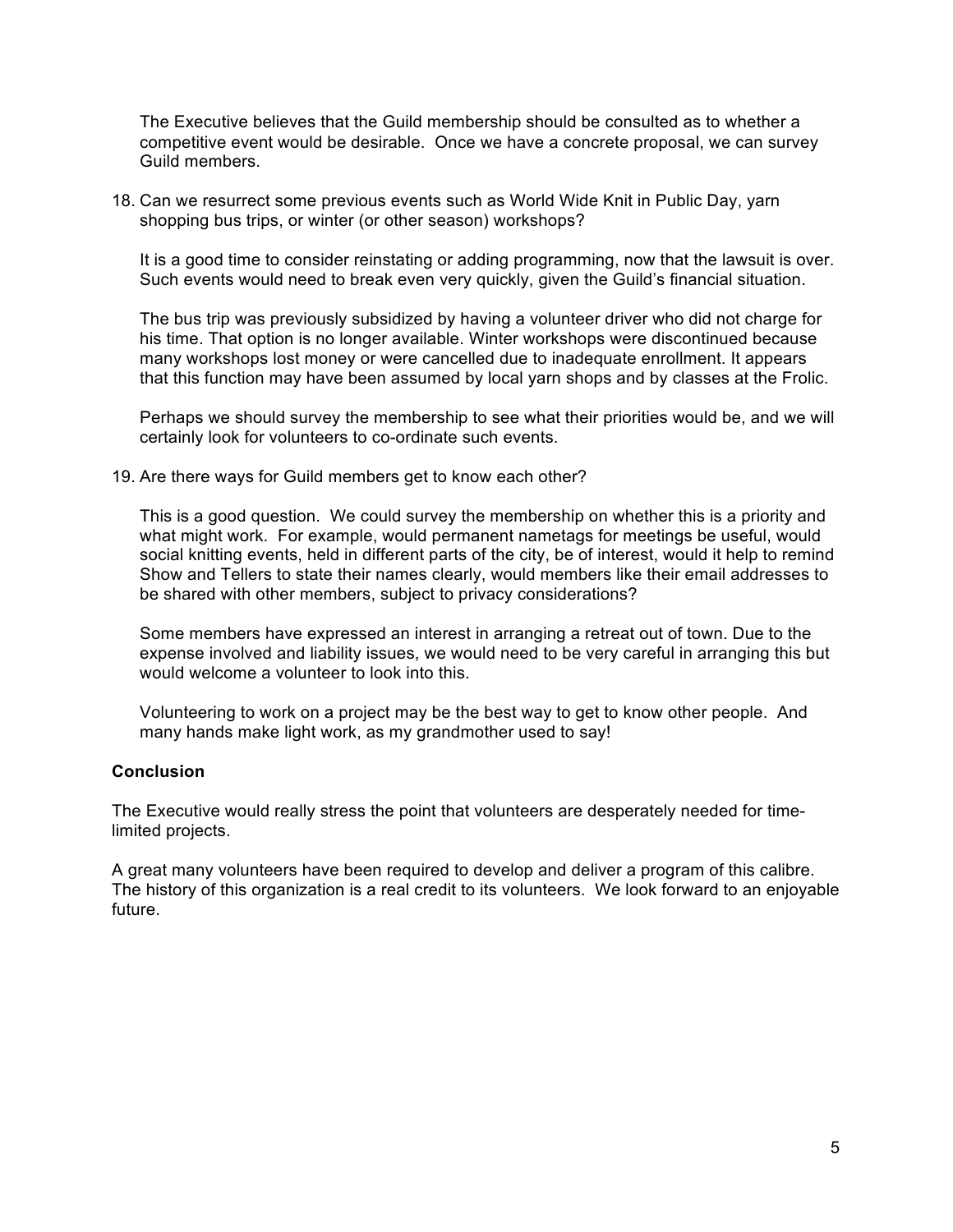The Executive believes that the Guild membership should be consulted as to whether a competitive event would be desirable. Once we have a concrete proposal, we can survey Guild members.

18. Can we resurrect some previous events such as World Wide Knit in Public Day, yarn shopping bus trips, or winter (or other season) workshops?

    It is a good time to consider reinstating or adding programming, now that the lawsuit is over. Such events would need to break even very quickly, given the Guild's financial situation.

    The bus trip was previously subsidized by having a volunteer driver who did not charge for his time. That option is no longer available. Winter workshops were discontinued because many workshops lost money or were cancelled due to inadequate enrollment. It appears that this function may have been assumed by local yarn shops and by classes at the Frolic.

    Perhaps we should survey the membership to see what their priorities would be, and we will certainly look for volunteers to co-ordinate such events.

19. Are there ways for Guild members get to know each other?

    This is a good question. We could survey the membership on whether this is a priority and what might work. For example, would permanent nametags for meetings be useful, would social knitting events, held in different parts of the city, be of interest, would it help to remind Show and Tellers to state their names clearly, would members like their email addresses to be shared with other members, subject to privacy considerations?

    Some members have expressed an interest in arranging a retreat out of town. Due to the expense involved and liability issues, we would need to be very careful in arranging this but would welcome a volunteer to look into this.

    Volunteering to work on a project may be the best way to get to know other people. And many hands make light work, as my grandmother used to say!

**Conclusion**

The Executive would really stress the point that volunteers are desperately needed for time-limited projects.

A great many volunteers have been required to develop and deliver a program of this calibre. The history of this organization is a real credit to its volunteers. We look forward to an enjoyable future.